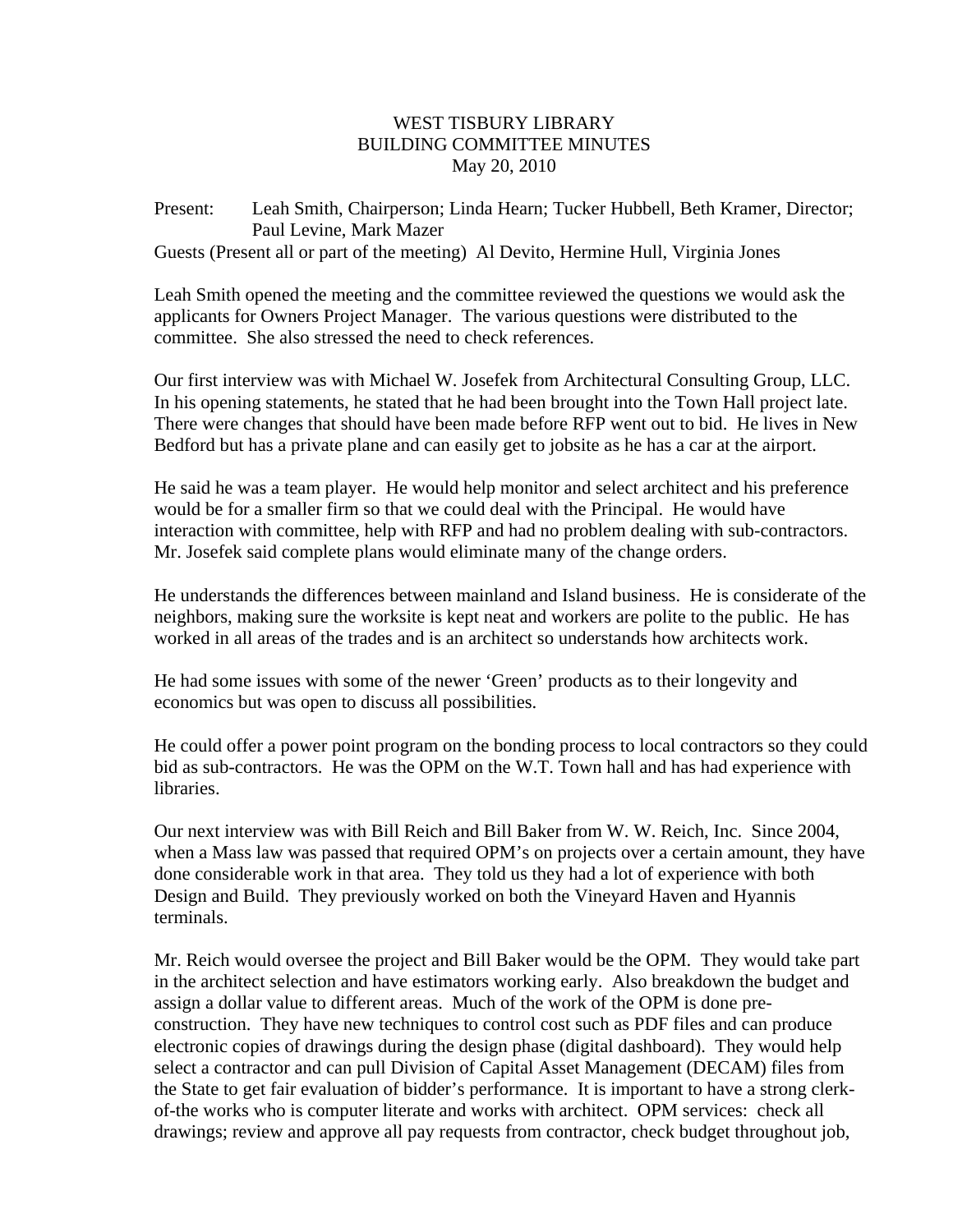# WEST TISBURY LIBRARY
## BUILDING COMMITTEE MINUTES
### May 20, 2010

Present: Leah Smith, Chairperson; Linda Hearn; Tucker Hubbell, Beth Kramer, Director; Paul Levine, Mark Mazer

Guests (Present all or part of the meeting) Al Devito, Hermine Hull, Virginia Jones

Leah Smith opened the meeting and the committee reviewed the questions we would ask the applicants for Owners Project Manager. The various questions were distributed to the committee. She also stressed the need to check references.

Our first interview was with Michael W. Josefek from Architectural Consulting Group, LLC. In his opening statements, he stated that he had been brought into the Town Hall project late. There were changes that should have been made before RFP went out to bid. He lives in New Bedford but has a private plane and can easily get to jobsite as he has a car at the airport.

He said he was a team player. He would help monitor and select architect and his preference would be for a smaller firm so that we could deal with the Principal. He would have interaction with committee, help with RFP and had no problem dealing with sub-contractors. Mr. Josefek said complete plans would eliminate many of the change orders.

He understands the differences between mainland and Island business. He is considerate of the neighbors, making sure the worksite is kept neat and workers are polite to the public. He has worked in all areas of the trades and is an architect so understands how architects work.

He had some issues with some of the newer 'Green' products as to their longevity and economics but was open to discuss all possibilities.

He could offer a power point program on the bonding process to local contractors so they could bid as sub-contractors. He was the OPM on the W.T. Town hall and has had experience with libraries.

Our next interview was with Bill Reich and Bill Baker from W. W. Reich, Inc. Since 2004, when a Mass law was passed that required OPM's on projects over a certain amount, they have done considerable work in that area. They told us they had a lot of experience with both Design and Build. They previously worked on both the Vineyard Haven and Hyannis terminals.

Mr. Reich would oversee the project and Bill Baker would be the OPM. They would take part in the architect selection and have estimators working early. Also breakdown the budget and assign a dollar value to different areas. Much of the work of the OPM is done pre-construction. They have new techniques to control cost such as PDF files and can produce electronic copies of drawings during the design phase (digital dashboard). They would help select a contractor and can pull Division of Capital Asset Management (DECAM) files from the State to get fair evaluation of bidder's performance. It is important to have a strong clerk-of-the works who is computer literate and works with architect. OPM services: check all drawings; review and approve all pay requests from contractor, check budget throughout job,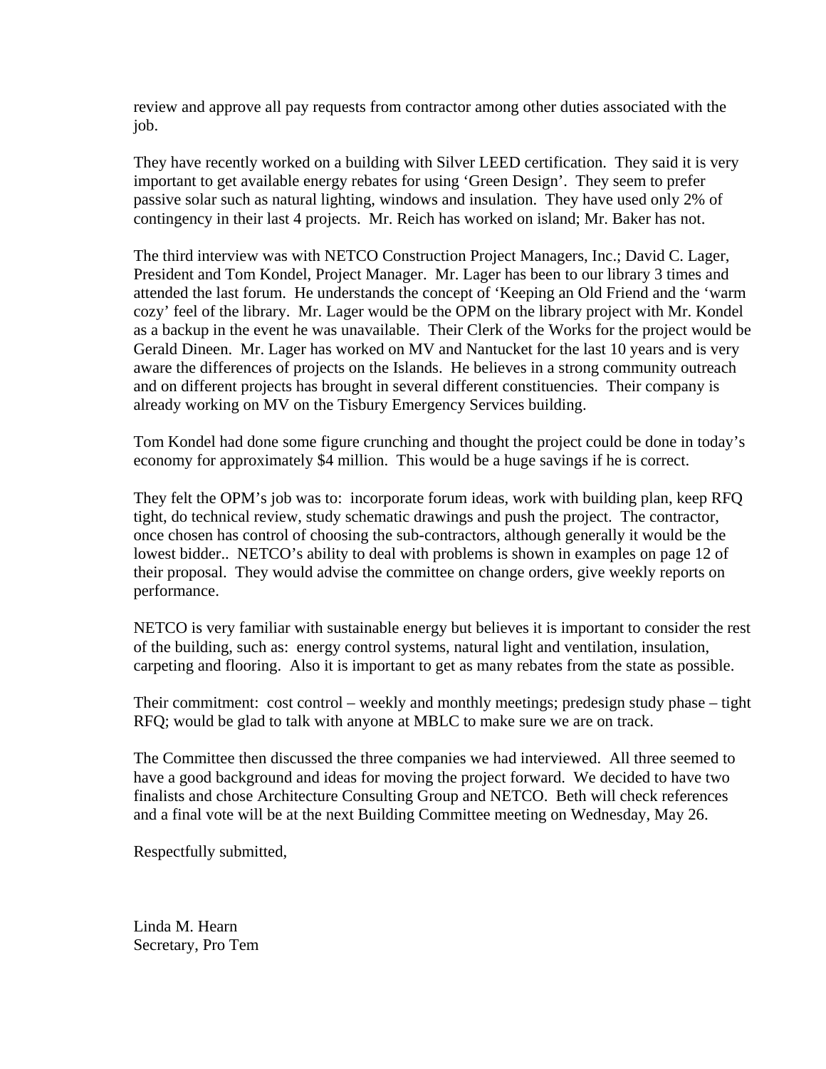review and approve all pay requests from contractor among other duties associated with the job.

They have recently worked on a building with Silver LEED certification. They said it is very important to get available energy rebates for using 'Green Design'. They seem to prefer passive solar such as natural lighting, windows and insulation. They have used only 2% of contingency in their last 4 projects. Mr. Reich has worked on island; Mr. Baker has not.

The third interview was with NETCO Construction Project Managers, Inc.; David C. Lager, President and Tom Kondel, Project Manager. Mr. Lager has been to our library 3 times and attended the last forum. He understands the concept of 'Keeping an Old Friend and the 'warm cozy' feel of the library. Mr. Lager would be the OPM on the library project with Mr. Kondel as a backup in the event he was unavailable. Their Clerk of the Works for the project would be Gerald Dineen. Mr. Lager has worked on MV and Nantucket for the last 10 years and is very aware the differences of projects on the Islands. He believes in a strong community outreach and on different projects has brought in several different constituencies. Their company is already working on MV on the Tisbury Emergency Services building.

Tom Kondel had done some figure crunching and thought the project could be done in today's economy for approximately $4 million. This would be a huge savings if he is correct.

They felt the OPM's job was to: incorporate forum ideas, work with building plan, keep RFQ tight, do technical review, study schematic drawings and push the project. The contractor, once chosen has control of choosing the sub-contractors, although generally it would be the lowest bidder.. NETCO's ability to deal with problems is shown in examples on page 12 of their proposal. They would advise the committee on change orders, give weekly reports on performance.

NETCO is very familiar with sustainable energy but believes it is important to consider the rest of the building, such as: energy control systems, natural light and ventilation, insulation, carpeting and flooring. Also it is important to get as many rebates from the state as possible.

Their commitment: cost control – weekly and monthly meetings; predesign study phase – tight RFQ; would be glad to talk with anyone at MBLC to make sure we are on track.

The Committee then discussed the three companies we had interviewed. All three seemed to have a good background and ideas for moving the project forward. We decided to have two finalists and chose Architecture Consulting Group and NETCO. Beth will check references and a final vote will be at the next Building Committee meeting on Wednesday, May 26.

Respectfully submitted,

Linda M. Hearn
Secretary, Pro Tem